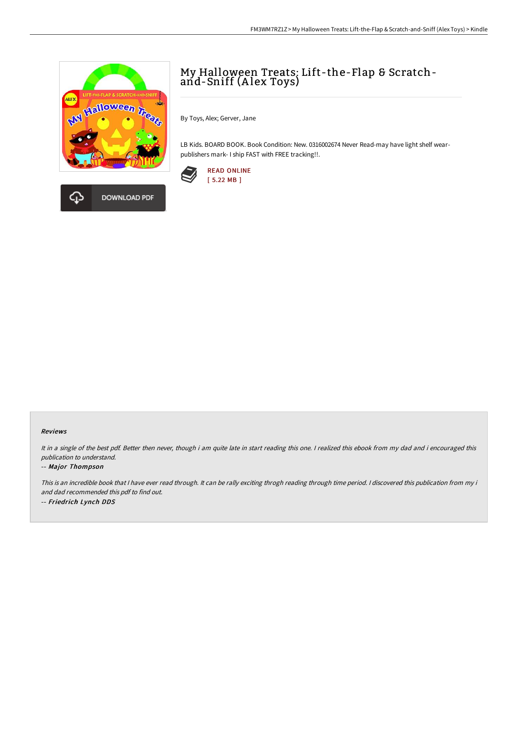# My Halloween Treats: Lift-the-Flap & Scratch-and-Sniff (Alex Toys)

By Toys, Alex; Gerver, Jane

LB Kids. BOARD BOOK. Book Condition: New. 0316002674 Never Read-may have light shelf wear-publishers mark- I ship FAST with FREE tracking!!.

READ ONLINE
[ 5.22 MB ]

DOWNLOAD PDF

#### Reviews

*It in a single of the best pdf. Better then never, though i am quite late in start reading this one. I realized this ebook from my dad and i encouraged this publication to understand.*

*-- Major Thompson*

*This is an incredible book that I have ever read through. It can be rally exciting throgh reading through time period. I discovered this publication from my i and dad recommended this pdf to find out.*

*-- Friedrich Lynch DDS*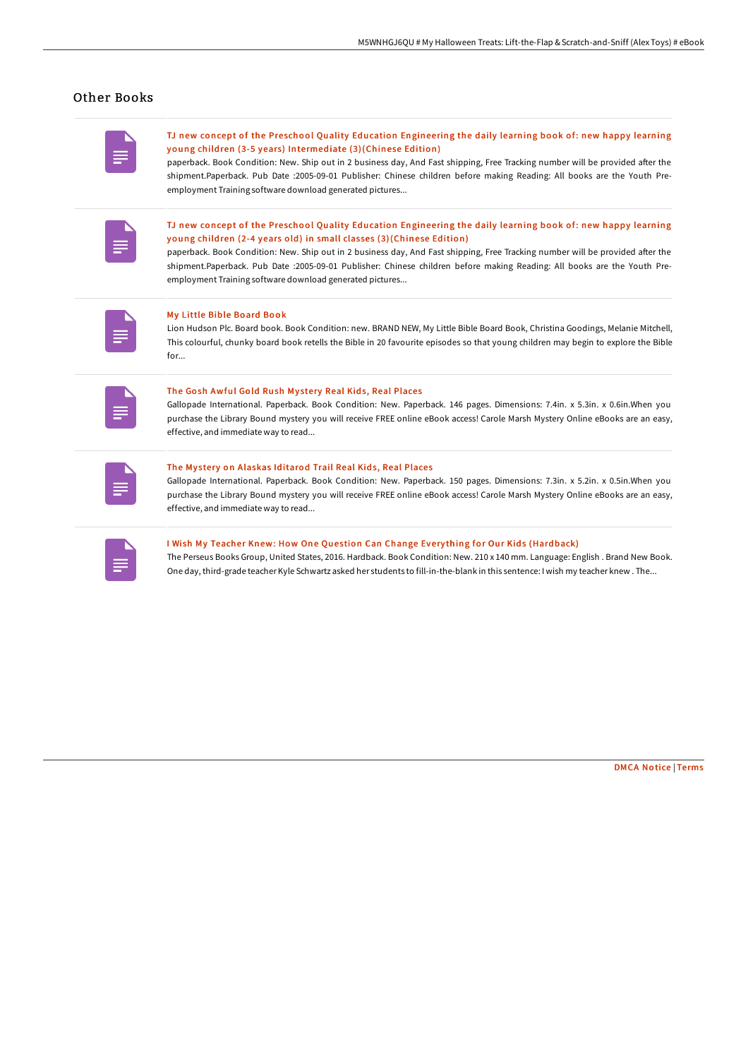## Other Books

**TJ new concept of the Preschool Quality Education Engineering the daily learning book of: new happy learning young children (3-5 years) Intermediate (3)(Chinese Edition)**

paperback. Book Condition: New. Ship out in 2 business day, And Fast shipping, Free Tracking number will be provided after the shipment.Paperback. Pub Date :2005-09-01 Publisher: Chinese children before making Reading: All books are the Youth Pre-employment Training software download generated pictures...

**TJ new concept of the Preschool Quality Education Engineering the daily learning book of: new happy learning young children (2-4 years old) in small classes (3)(Chinese Edition)**

paperback. Book Condition: New. Ship out in 2 business day, And Fast shipping, Free Tracking number will be provided after the shipment.Paperback. Pub Date :2005-09-01 Publisher: Chinese children before making Reading: All books are the Youth Pre-employment Training software download generated pictures...

**My Little Bible Board Book**

Lion Hudson Plc. Board book. Book Condition: new. BRAND NEW, My Little Bible Board Book, Christina Goodings, Melanie Mitchell, This colourful, chunky board book retells the Bible in 20 favourite episodes so that young children may begin to explore the Bible for...

**The Gosh Awful Gold Rush Mystery Real Kids, Real Places**

Gallopade International. Paperback. Book Condition: New. Paperback. 146 pages. Dimensions: 7.4in. x 5.3in. x 0.6in.When you purchase the Library Bound mystery you will receive FREE online eBook access! Carole Marsh Mystery Online eBooks are an easy, effective, and immediate way to read...

**The Mystery on Alaskas Iditarod Trail Real Kids, Real Places**

Gallopade International. Paperback. Book Condition: New. Paperback. 150 pages. Dimensions: 7.3in. x 5.2in. x 0.5in.When you purchase the Library Bound mystery you will receive FREE online eBook access! Carole Marsh Mystery Online eBooks are an easy, effective, and immediate way to read...

**I Wish My Teacher Knew: How One Question Can Change Everything for Our Kids (Hardback)**

The Perseus Books Group, United States, 2016. Hardback. Book Condition: New. 210 x 140 mm. Language: English . Brand New Book. One day, third-grade teacher Kyle Schwartz asked her students to fill-in-the-blank in this sentence: I wish my teacher knew . The...